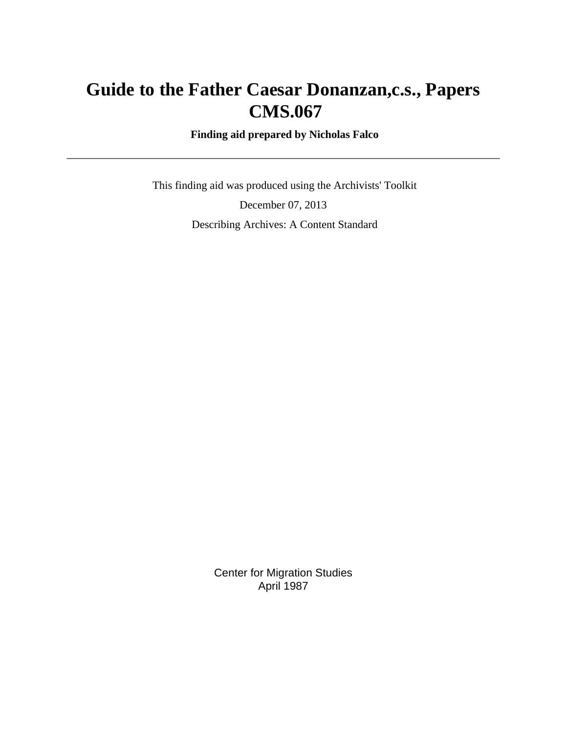# Guide to the Father Caesar Donanzan,c.s., Papers CMS.067

**Finding aid prepared by Nicholas Falco**

---

This finding aid was produced using the Archivists' Toolkit

December 07, 2013

Describing Archives: A Content Standard

Center for Migration Studies
April 1987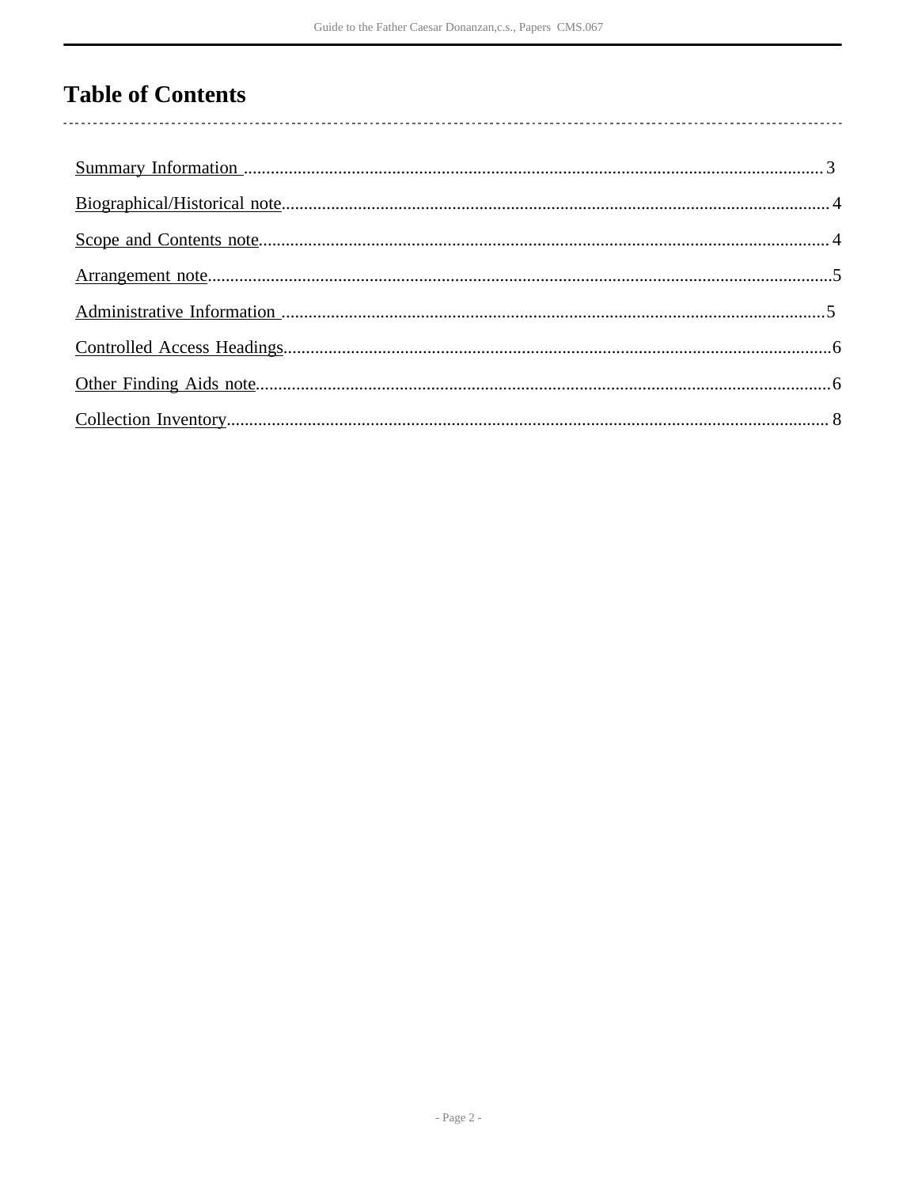# Table of Contents

Summary Information .................................................................................................................... 3

Biographical/Historical note.......................................................................................................... 4

Scope and Contents note............................................................................................................... 4

Arrangement note.......................................................................................................................... 5

Administrative Information .......................................................................................................... 5

Controlled Access Headings.......................................................................................................... 6

Other Finding Aids note................................................................................................................ 6

Collection Inventory...................................................................................................................... 8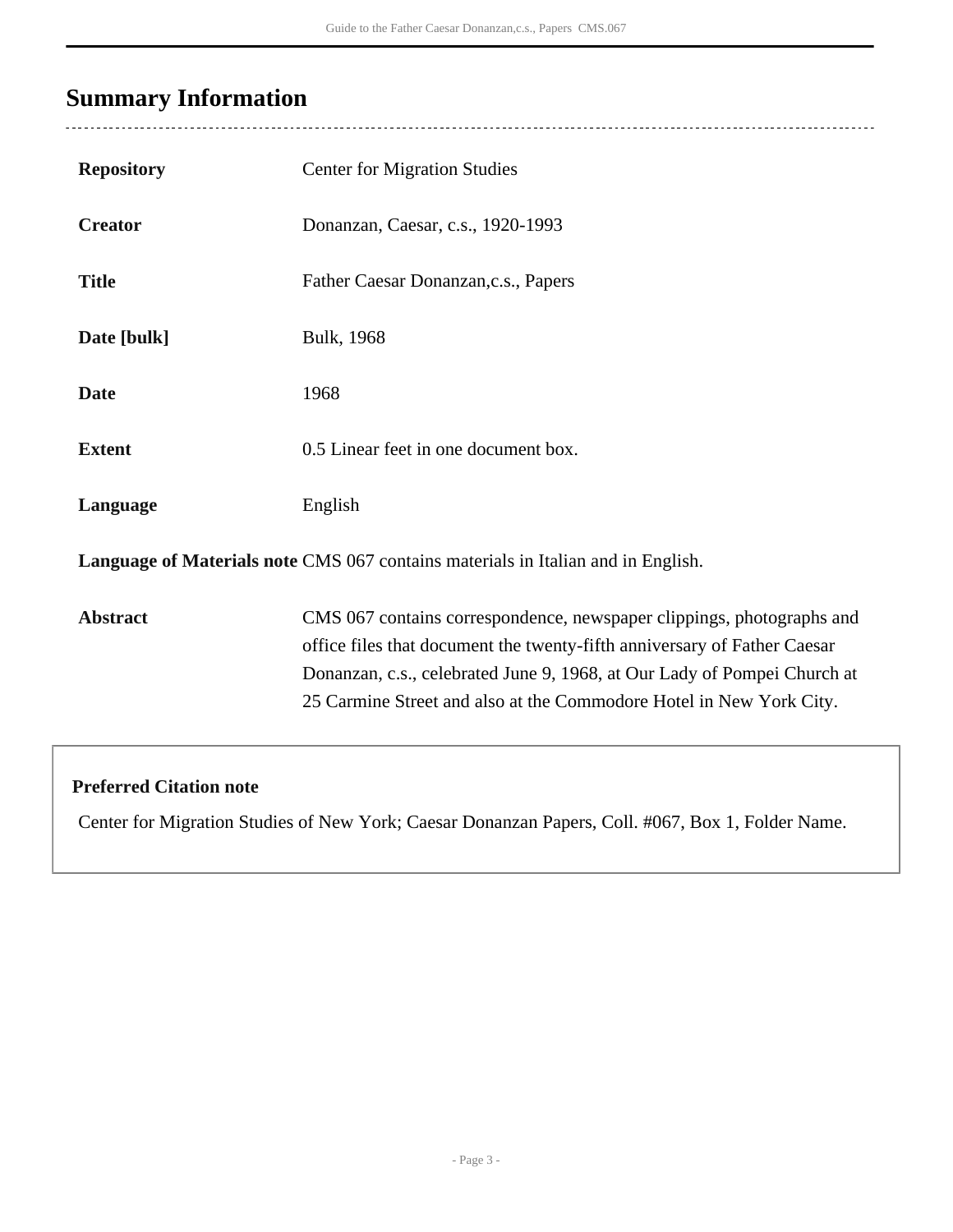## Summary Information

| | |
|---|---|
| **Repository** | Center for Migration Studies |
| **Creator** | Donanzan, Caesar, c.s., 1920-1993 |
| **Title** | Father Caesar Donanzan,c.s., Papers |
| **Date [bulk]** | Bulk, 1968 |
| **Date** | 1968 |
| **Extent** | 0.5 Linear feet in one document box. |
| **Language** | English |
| **Language of Materials note** | CMS 067 contains materials in Italian and in English. |
| **Abstract** | CMS 067 contains correspondence, newspaper clippings, photographs and office files that document the twenty-fifth anniversary of Father Caesar Donanzan, c.s., celebrated June 9, 1968, at Our Lady of Pompei Church at 25 Carmine Street and also at the Commodore Hotel in New York City. |

**Preferred Citation note**

Center for Migration Studies of New York; Caesar Donanzan Papers, Coll. #067, Box 1, Folder Name.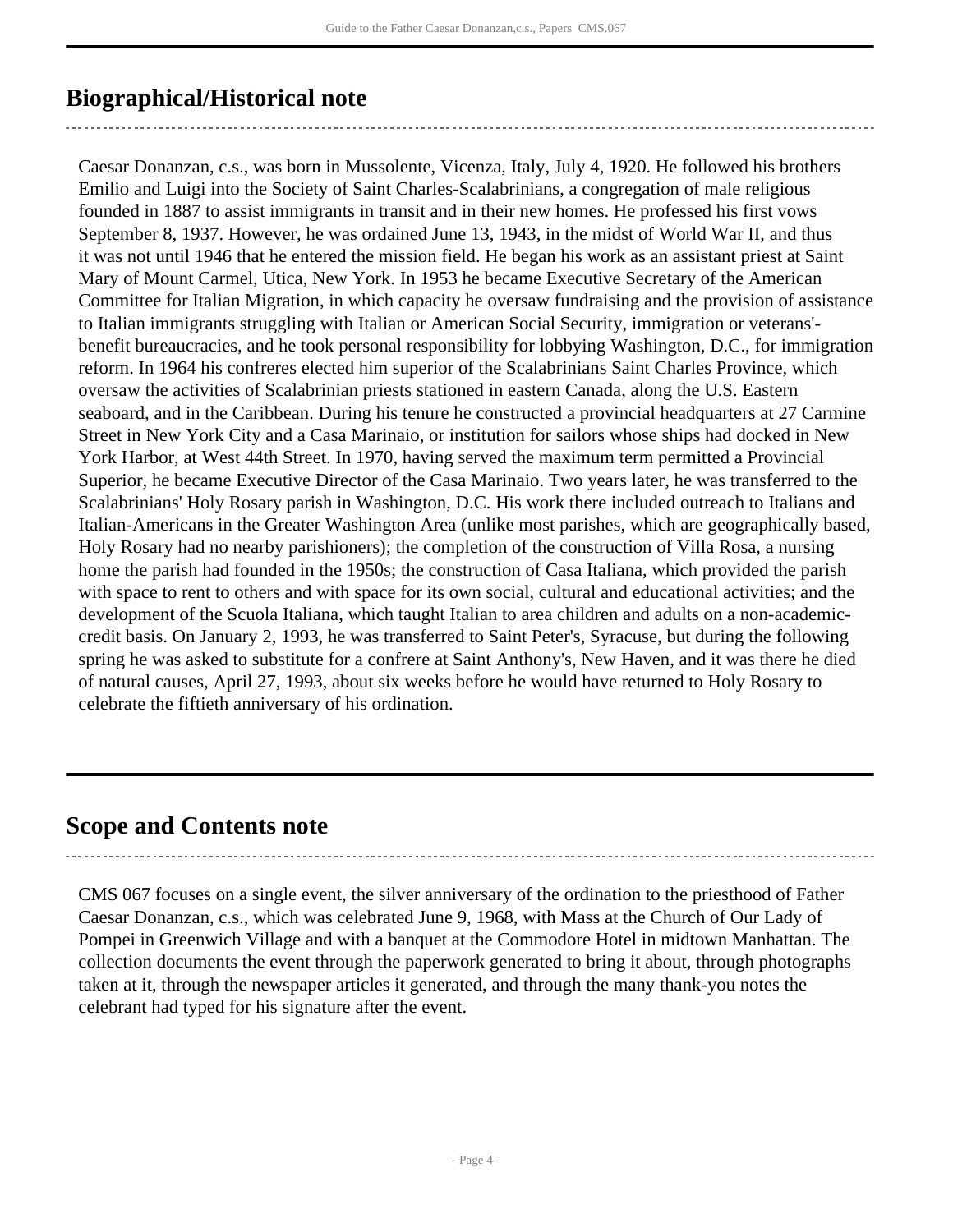## Biographical/Historical note

Caesar Donanzan, c.s., was born in Mussolente, Vicenza, Italy, July 4, 1920. He followed his brothers Emilio and Luigi into the Society of Saint Charles-Scalabrinians, a congregation of male religious founded in 1887 to assist immigrants in transit and in their new homes. He professed his first vows September 8, 1937. However, he was ordained June 13, 1943, in the midst of World War II, and thus it was not until 1946 that he entered the mission field. He began his work as an assistant priest at Saint Mary of Mount Carmel, Utica, New York. In 1953 he became Executive Secretary of the American Committee for Italian Migration, in which capacity he oversaw fundraising and the provision of assistance to Italian immigrants struggling with Italian or American Social Security, immigration or veterans'-benefit bureaucracies, and he took personal responsibility for lobbying Washington, D.C., for immigration reform. In 1964 his confreres elected him superior of the Scalabrinians Saint Charles Province, which oversaw the activities of Scalabrinian priests stationed in eastern Canada, along the U.S. Eastern seaboard, and in the Caribbean. During his tenure he constructed a provincial headquarters at 27 Carmine Street in New York City and a Casa Marinaio, or institution for sailors whose ships had docked in New York Harbor, at West 44th Street. In 1970, having served the maximum term permitted a Provincial Superior, he became Executive Director of the Casa Marinaio. Two years later, he was transferred to the Scalabrinians' Holy Rosary parish in Washington, D.C. His work there included outreach to Italians and Italian-Americans in the Greater Washington Area (unlike most parishes, which are geographically based, Holy Rosary had no nearby parishioners); the completion of the construction of Villa Rosa, a nursing home the parish had founded in the 1950s; the construction of Casa Italiana, which provided the parish with space to rent to others and with space for its own social, cultural and educational activities; and the development of the Scuola Italiana, which taught Italian to area children and adults on a non-academic-credit basis. On January 2, 1993, he was transferred to Saint Peter's, Syracuse, but during the following spring he was asked to substitute for a confrere at Saint Anthony's, New Haven, and it was there he died of natural causes, April 27, 1993, about six weeks before he would have returned to Holy Rosary to celebrate the fiftieth anniversary of his ordination.

## Scope and Contents note

CMS 067 focuses on a single event, the silver anniversary of the ordination to the priesthood of Father Caesar Donanzan, c.s., which was celebrated June 9, 1968, with Mass at the Church of Our Lady of Pompei in Greenwich Village and with a banquet at the Commodore Hotel in midtown Manhattan. The collection documents the event through the paperwork generated to bring it about, through photographs taken at it, through the newspaper articles it generated, and through the many thank-you notes the celebrant had typed for his signature after the event.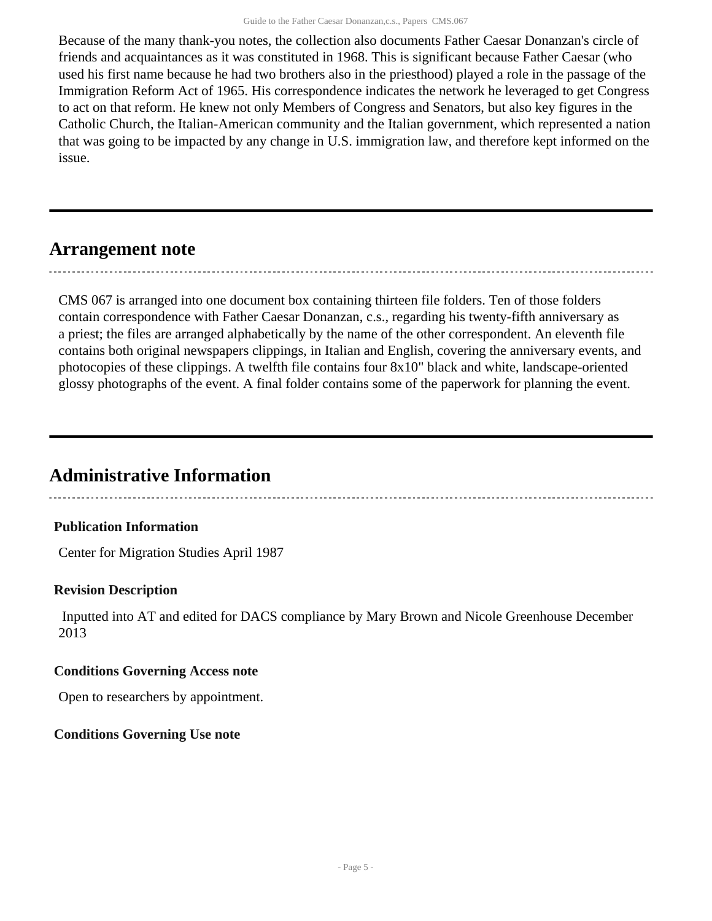Because of the many thank-you notes, the collection also documents Father Caesar Donanzan's circle of friends and acquaintances as it was constituted in 1968. This is significant because Father Caesar (who used his first name because he had two brothers also in the priesthood) played a role in the passage of the Immigration Reform Act of 1965. His correspondence indicates the network he leveraged to get Congress to act on that reform. He knew not only Members of Congress and Senators, but also key figures in the Catholic Church, the Italian-American community and the Italian government, which represented a nation that was going to be impacted by any change in U.S. immigration law, and therefore kept informed on the issue.

## Arrangement note

CMS 067 is arranged into one document box containing thirteen file folders. Ten of those folders contain correspondence with Father Caesar Donanzan, c.s., regarding his twenty-fifth anniversary as a priest; the files are arranged alphabetically by the name of the other correspondent. An eleventh file contains both original newspapers clippings, in Italian and English, covering the anniversary events, and photocopies of these clippings. A twelfth file contains four 8x10" black and white, landscape-oriented glossy photographs of the event. A final folder contains some of the paperwork for planning the event.

## Administrative Information

### Publication Information

Center for Migration Studies April 1987

### Revision Description

Inputted into AT and edited for DACS compliance by Mary Brown and Nicole Greenhouse December 2013

### Conditions Governing Access note

Open to researchers by appointment.

### Conditions Governing Use note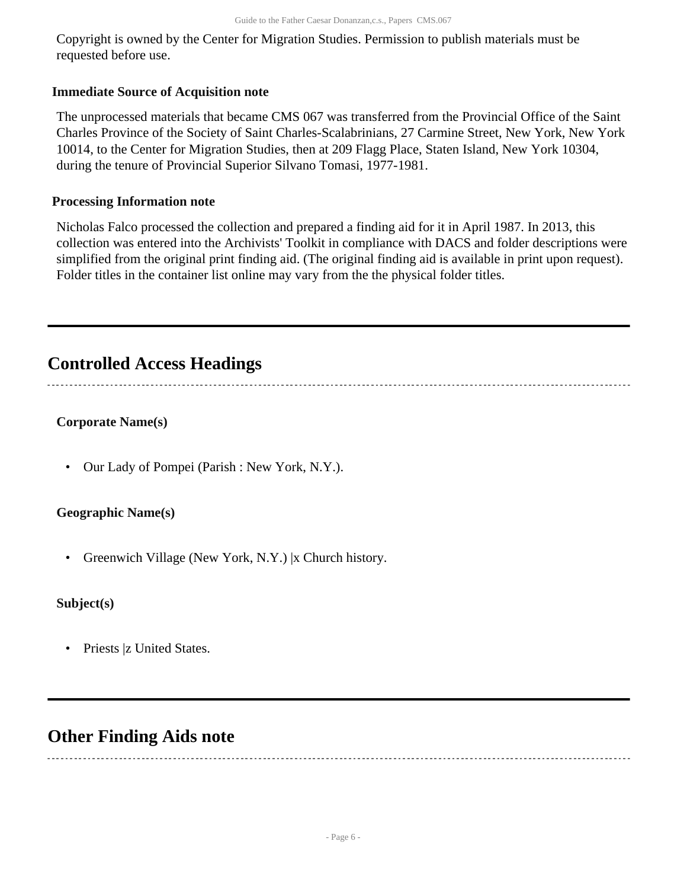Copyright is owned by the Center for Migration Studies. Permission to publish materials must be requested before use.

### Immediate Source of Acquisition note

The unprocessed materials that became CMS 067 was transferred from the Provincial Office of the Saint Charles Province of the Society of Saint Charles-Scalabrinians, 27 Carmine Street, New York, New York 10014, to the Center for Migration Studies, then at 209 Flagg Place, Staten Island, New York 10304, during the tenure of Provincial Superior Silvano Tomasi, 1977-1981.

### Processing Information note

Nicholas Falco processed the collection and prepared a finding aid for it in April 1987. In 2013, this collection was entered into the Archivists' Toolkit in compliance with DACS and folder descriptions were simplified from the original print finding aid. (The original finding aid is available in print upon request). Folder titles in the container list online may vary from the the physical folder titles.

## Controlled Access Headings

**Corporate Name(s)**

- Our Lady of Pompei (Parish : New York, N.Y.).

**Geographic Name(s)**

- Greenwich Village (New York, N.Y.) |x Church history.

**Subject(s)**

- Priests |z United States.

## Other Finding Aids note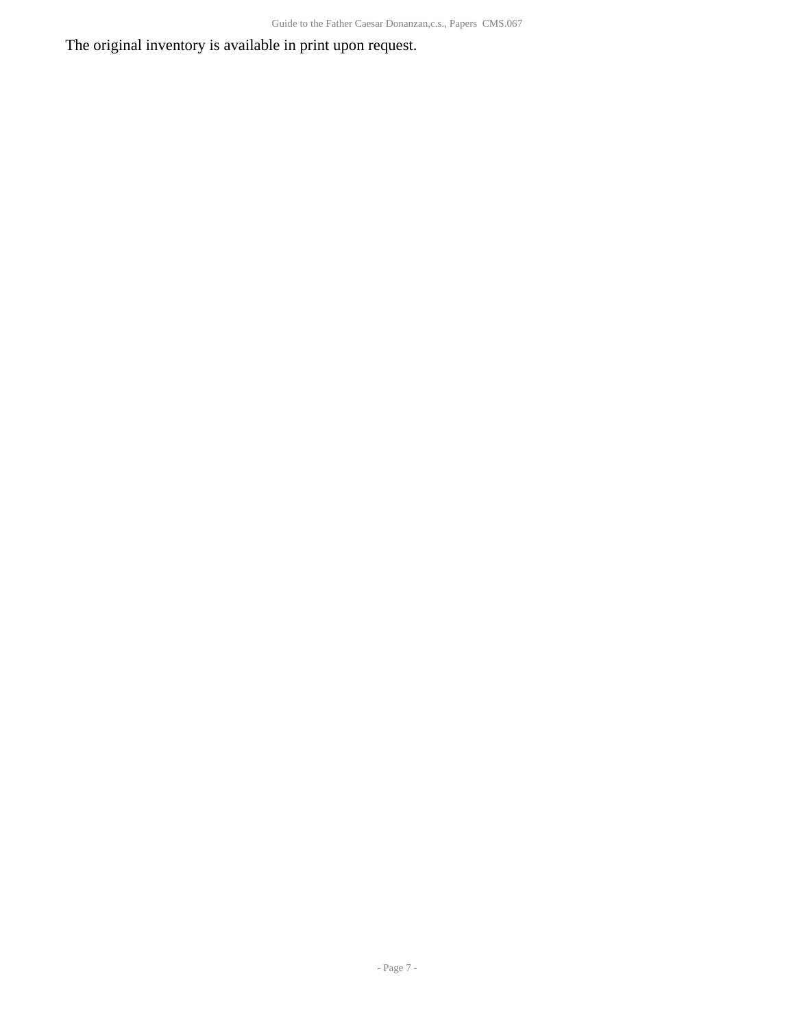The original inventory is available in print upon request.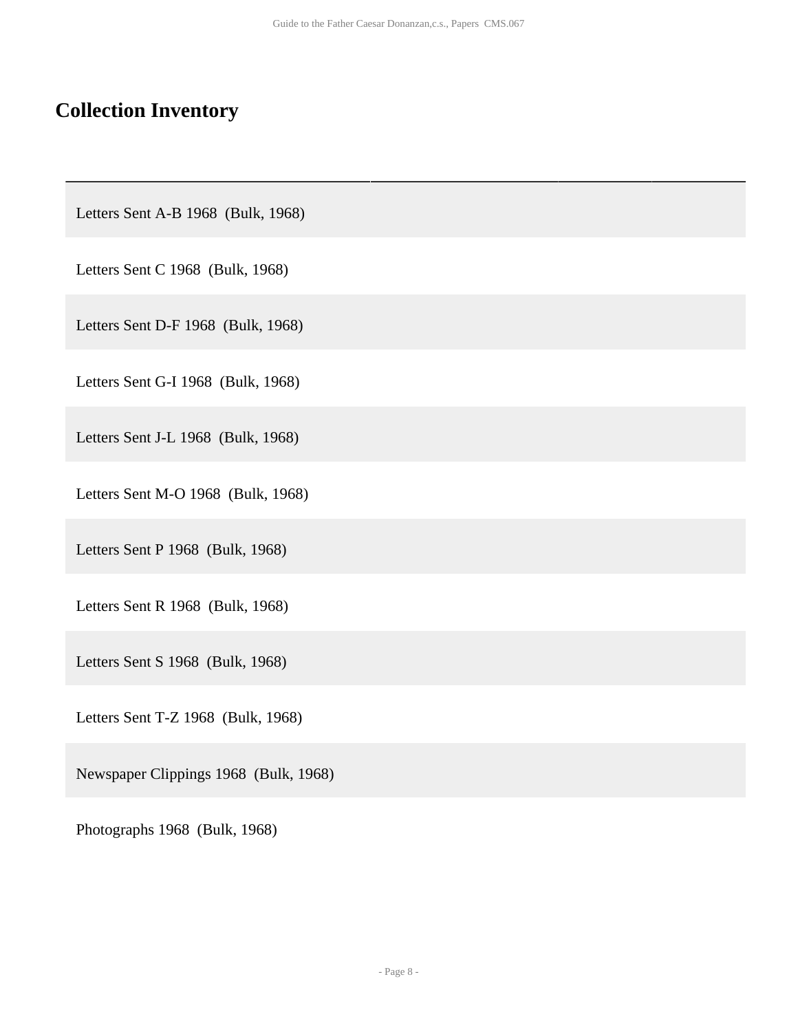## Collection Inventory

| |
|---|
| Letters Sent A-B 1968 (Bulk, 1968) |
| Letters Sent C 1968 (Bulk, 1968) |
| Letters Sent D-F 1968 (Bulk, 1968) |
| Letters Sent G-I 1968 (Bulk, 1968) |
| Letters Sent J-L 1968 (Bulk, 1968) |
| Letters Sent M-O 1968 (Bulk, 1968) |
| Letters Sent P 1968 (Bulk, 1968) |
| Letters Sent R 1968 (Bulk, 1968) |
| Letters Sent S 1968 (Bulk, 1968) |
| Letters Sent T-Z 1968 (Bulk, 1968) |
| Newspaper Clippings 1968 (Bulk, 1968) |
| Photographs 1968 (Bulk, 1968) |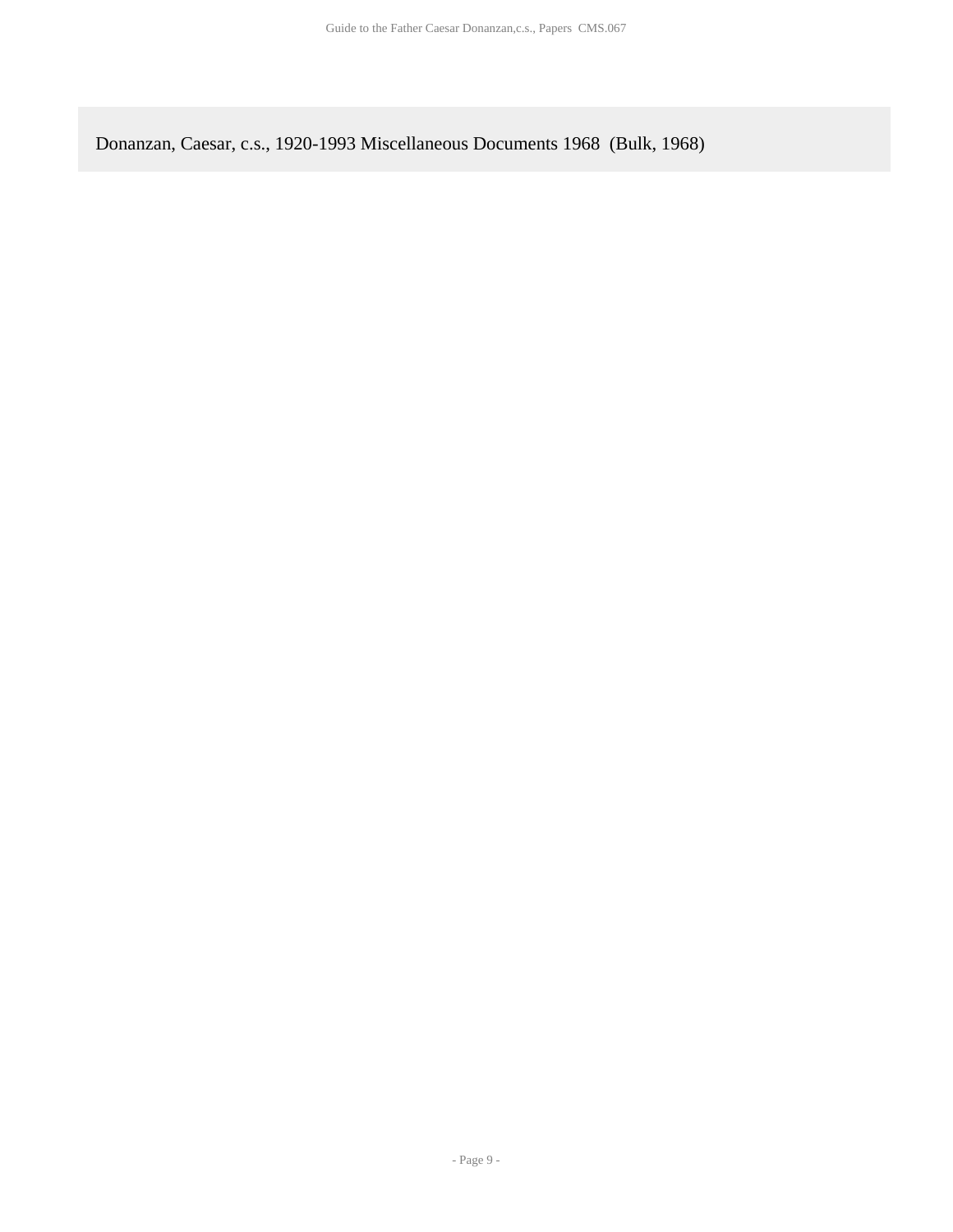Donanzan, Caesar, c.s., 1920-1993 Miscellaneous Documents 1968 (Bulk, 1968)